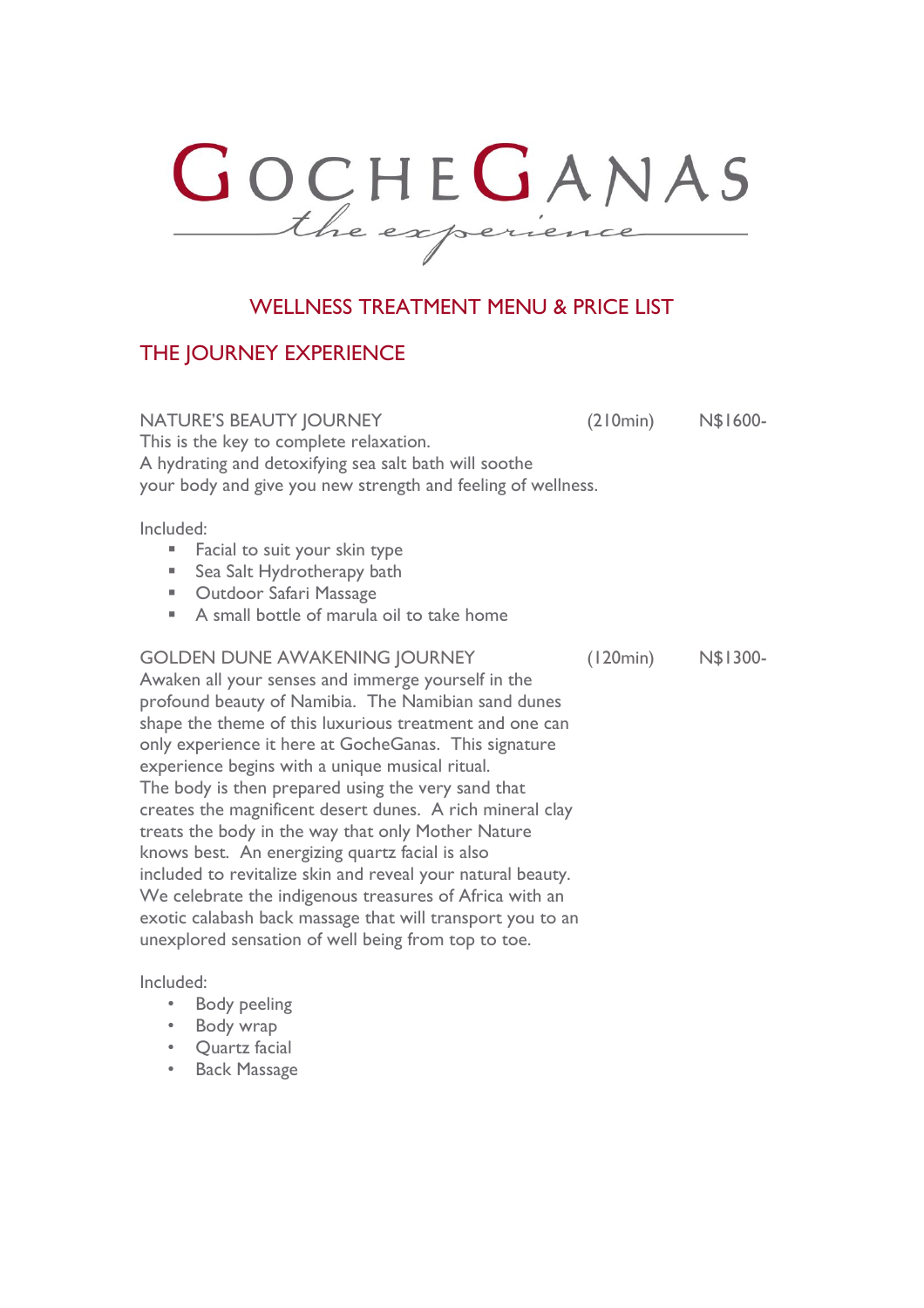# GOCHEGANAS

*the experience*

## WELLNESS TREATMENT MENU & PRICE LIST

## THE JOURNEY EXPERIENCE

**NATURE'S BEAUTY JOURNEY** (210min) N$1600-

This is the key to complete relaxation.
A hydrating and detoxifying sea salt bath will soothe your body and give you new strength and feeling of wellness.

Included:

- Facial to suit your skin type
- Sea Salt Hydrotherapy bath
- Outdoor Safari Massage
- A small bottle of marula oil to take home

**GOLDEN DUNE AWAKENING JOURNEY** (120min) N$1300-

Awaken all your senses and immerge yourself in the profound beauty of Namibia. The Namibian sand dunes shape the theme of this luxurious treatment and one can only experience it here at GocheGanas. This signature experience begins with a unique musical ritual.
The body is then prepared using the very sand that creates the magnificent desert dunes. A rich mineral clay treats the body in the way that only Mother Nature knows best. An energizing quartz facial is also included to revitalize skin and reveal your natural beauty. We celebrate the indigenous treasures of Africa with an exotic calabash back massage that will transport you to an unexplored sensation of well being from top to toe.

Included:

- Body peeling
- Body wrap
- Quartz facial
- Back Massage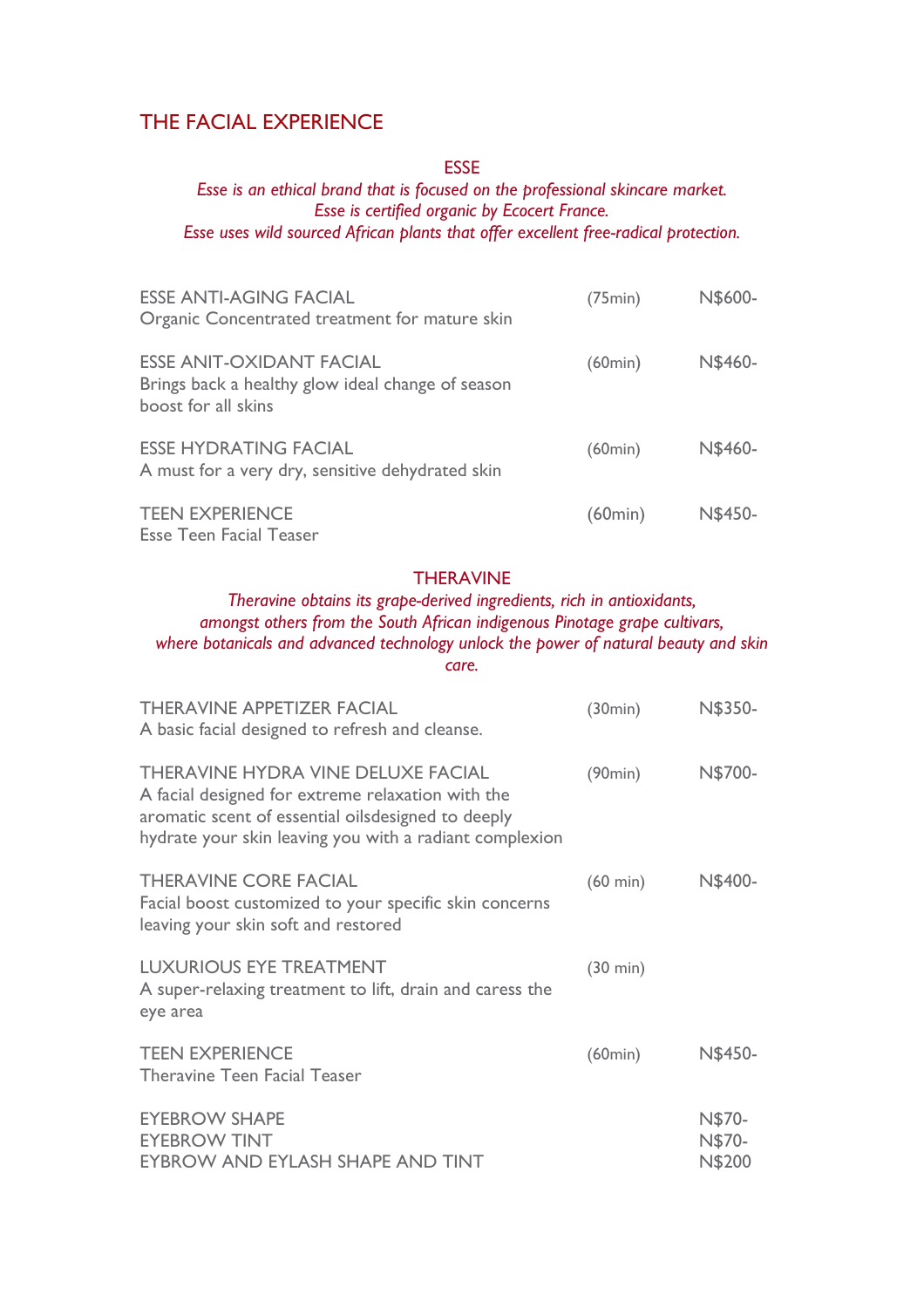# THE FACIAL EXPERIENCE

## ESSE

*Esse is an ethical brand that is focused on the professional skincare market.*
*Esse is certified organic by Ecocert France.*
*Esse uses wild sourced African plants that offer excellent free-radical protection.*

| Treatment | Duration | Price |
|---|---|---|
| ESSE ANTI-AGING FACIAL<br>Organic Concentrated treatment for mature skin | (75min) | N$600- |
| ESSE ANIT-OXIDANT FACIAL<br>Brings back a healthy glow ideal change of season boost for all skins | (60min) | N$460- |
| ESSE HYDRATING FACIAL<br>A must for a very dry, sensitive dehydrated skin | (60min) | N$460- |
| TEEN EXPERIENCE<br>Esse Teen Facial Teaser | (60min) | N$450- |

## THERAVINE

*Theravine obtains its grape-derived ingredients, rich in antioxidants, amongst others from the South African indigenous Pinotage grape cultivars, where botanicals and advanced technology unlock the power of natural beauty and skin care.*

| Treatment | Duration | Price |
|---|---|---|
| THERAVINE APPETIZER FACIAL<br>A basic facial designed to refresh and cleanse. | (30min) | N$350- |
| THERAVINE HYDRA VINE DELUXE FACIAL<br>A facial designed for extreme relaxation with the aromatic scent of essential oilsdesigned to deeply hydrate your skin leaving you with a radiant complexion | (90min) | N$700- |
| THERAVINE CORE FACIAL<br>Facial boost customized to your specific skin concerns leaving your skin soft and restored | (60 min) | N$400- |
| LUXURIOUS EYE TREATMENT<br>A super-relaxing treatment to lift, drain and caress the eye area | (30 min) | |
| TEEN EXPERIENCE<br>Theravine Teen Facial Teaser | (60min) | N$450- |
| EYEBROW SHAPE | | N$70- |
| EYEBROW TINT | | N$70- |
| EYBROW AND EYLASH SHAPE AND TINT | | N$200 |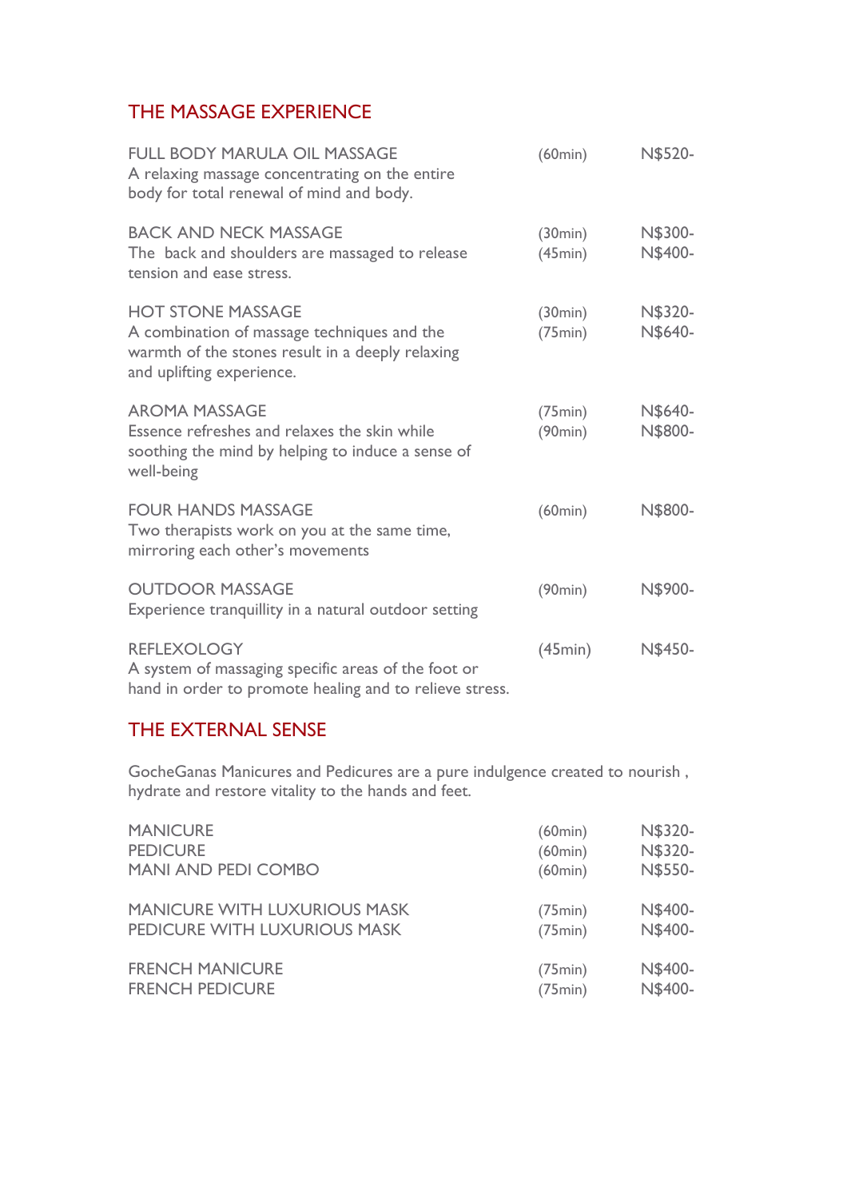## THE MASSAGE EXPERIENCE

| | | |
|---|---|---|
| FULL BODY MARULA OIL MASSAGE<br>A relaxing massage concentrating on the entire body for total renewal of mind and body. | (60min) | N$520- |
| BACK AND NECK MASSAGE<br>The back and shoulders are massaged to release tension and ease stress. | (30min)<br>(45min) | N$300-<br>N$400- |
| HOT STONE MASSAGE<br>A combination of massage techniques and the warmth of the stones result in a deeply relaxing and uplifting experience. | (30min)<br>(75min) | N$320-<br>N$640- |
| AROMA MASSAGE<br>Essence refreshes and relaxes the skin while soothing the mind by helping to induce a sense of well-being | (75min)<br>(90min) | N$640-<br>N$800- |
| FOUR HANDS MASSAGE<br>Two therapists work on you at the same time, mirroring each other's movements | (60min) | N$800- |
| OUTDOOR MASSAGE<br>Experience tranquillity in a natural outdoor setting | (90min) | N$900- |
| REFLEXOLOGY<br>A system of massaging specific areas of the foot or hand in order to promote healing and to relieve stress. | (45min) | N$450- |

## THE EXTERNAL SENSE

GocheGanas Manicures and Pedicures are a pure indulgence created to nourish , hydrate and restore vitality to the hands and feet.

| | | |
|---|---|---|
| MANICURE | (60min) | N$320- |
| PEDICURE | (60min) | N$320- |
| MANI AND PEDI COMBO | (60min) | N$550- |
| MANICURE WITH LUXURIOUS MASK | (75min) | N$400- |
| PEDICURE WITH LUXURIOUS MASK | (75min) | N$400- |
| FRENCH MANICURE | (75min) | N$400- |
| FRENCH PEDICURE | (75min) | N$400- |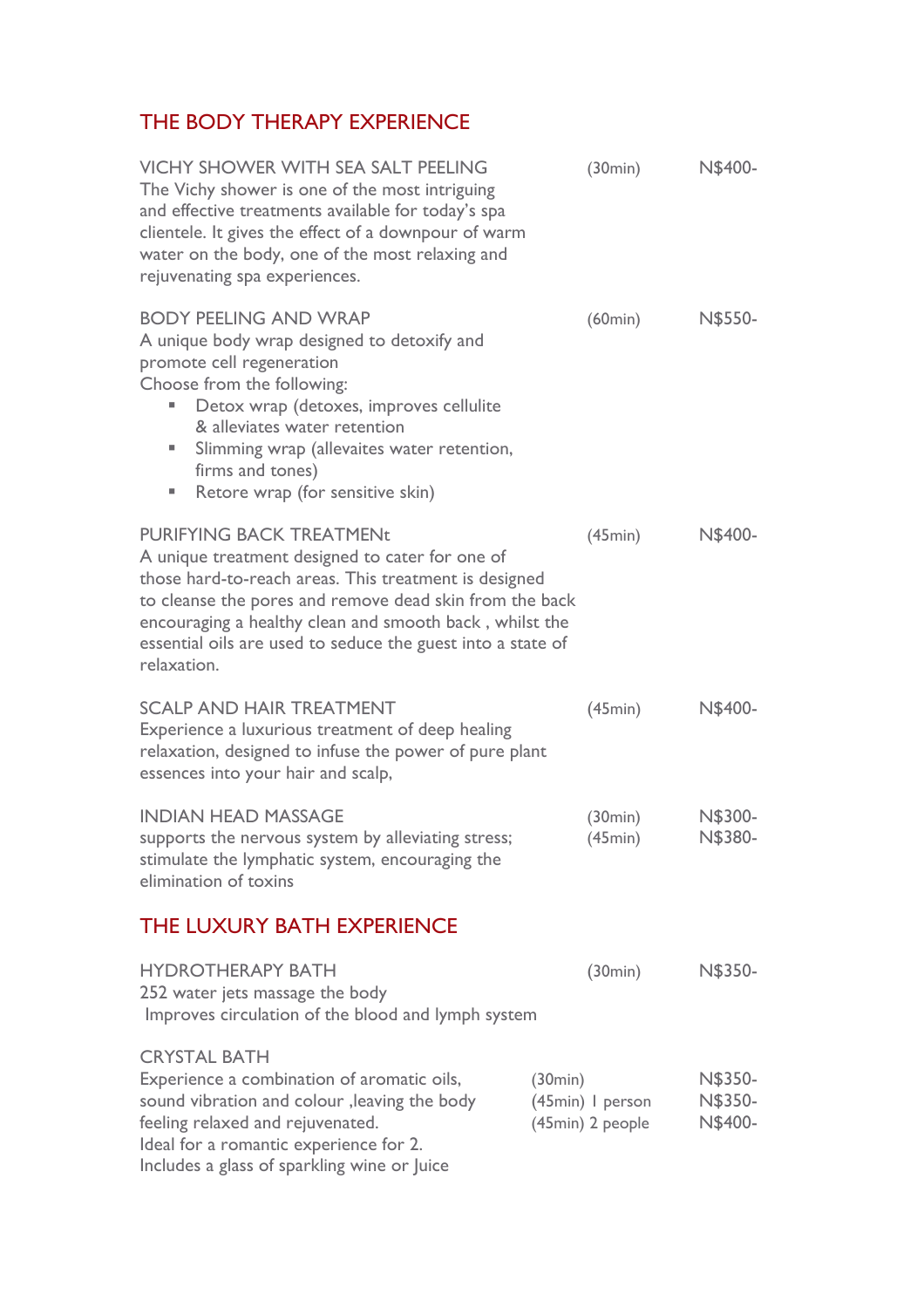## THE BODY THERAPY EXPERIENCE

**VICHY SHOWER WITH SEA SALT PEELING** (30min) N$400-

The Vichy shower is one of the most intriguing and effective treatments available for today's spa clientele. It gives the effect of a downpour of warm water on the body, one of the most relaxing and rejuvenating spa experiences.

**BODY PEELING AND WRAP** (60min) N$550-

A unique body wrap designed to detoxify and promote cell regeneration

Choose from the following:

- Detox wrap (detoxes, improves cellulite & alleviates water retention
- Slimming wrap (allevaites water retention, firms and tones)
- Retore wrap (for sensitive skin)

**PURIFYING BACK TREATMENt** (45min) N$400-

A unique treatment designed to cater for one of those hard-to-reach areas. This treatment is designed to cleanse the pores and remove dead skin from the back encouraging a healthy clean and smooth back , whilst the essential oils are used to seduce the guest into a state of relaxation.

**SCALP AND HAIR TREATMENT** (45min) N$400-

Experience a luxurious treatment of deep healing relaxation, designed to infuse the power of pure plant essences into your hair and scalp,

**INDIAN HEAD MASSAGE** (30min) N$300- / (45min) N$380-

supports the nervous system by alleviating stress; stimulate the lymphatic system, encouraging the elimination of toxins

## THE LUXURY BATH EXPERIENCE

**HYDROTHERAPY BATH** (30min) N$350-

252 water jets massage the body

Improves circulation of the blood and lymph system

**CRYSTAL BATH**

Experience a combination of aromatic oils, sound vibration and colour ,leaving the body feeling relaxed and rejuvenated.

Ideal for a romantic experience for 2.

Includes a glass of sparkling wine or Juice

| Duration | Price |
|---|---|
| (30min) | N$350- |
| (45min) I person | N$350- |
| (45min) 2 people | N$400- |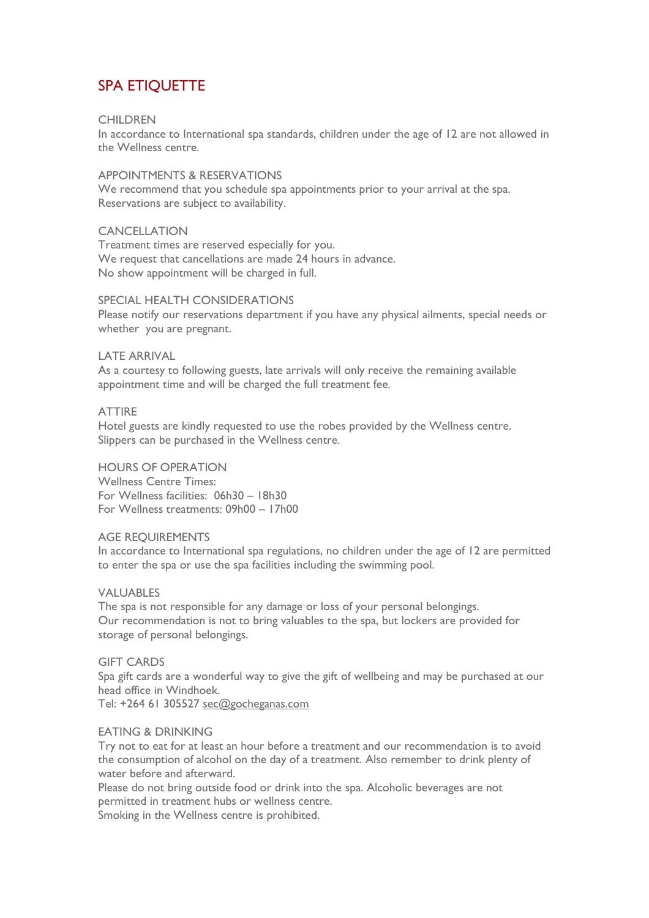# SPA ETIQUETTE

## CHILDREN

In accordance to International spa standards, children under the age of 12 are not allowed in the Wellness centre.

## APPOINTMENTS & RESERVATIONS

We recommend that you schedule spa appointments prior to your arrival at the spa.
Reservations are subject to availability.

## CANCELLATION

Treatment times are reserved especially for you.
We request that cancellations are made 24 hours in advance.
No show appointment will be charged in full.

## SPECIAL HEALTH CONSIDERATIONS

Please notify our reservations department if you have any physical ailments, special needs or whether you are pregnant.

## LATE ARRIVAL

As a courtesy to following guests, late arrivals will only receive the remaining available appointment time and will be charged the full treatment fee.

## ATTIRE

Hotel guests are kindly requested to use the robes provided by the Wellness centre.
Slippers can be purchased in the Wellness centre.

## HOURS OF OPERATION

Wellness Centre Times:
For Wellness facilities: 06h30 – 18h30
For Wellness treatments: 09h00 – 17h00

## AGE REQUIREMENTS

In accordance to International spa regulations, no children under the age of 12 are permitted to enter the spa or use the spa facilities including the swimming pool.

## VALUABLES

The spa is not responsible for any damage or loss of your personal belongings.
Our recommendation is not to bring valuables to the spa, but lockers are provided for storage of personal belongings.

## GIFT CARDS

Spa gift cards are a wonderful way to give the gift of wellbeing and may be purchased at our head office in Windhoek.
Tel: +264 61 305527 sec@gocheganas.com

## EATING & DRINKING

Try not to eat for at least an hour before a treatment and our recommendation is to avoid the consumption of alcohol on the day of a treatment. Also remember to drink plenty of water before and afterward.
Please do not bring outside food or drink into the spa. Alcoholic beverages are not permitted in treatment hubs or wellness centre.
Smoking in the Wellness centre is prohibited.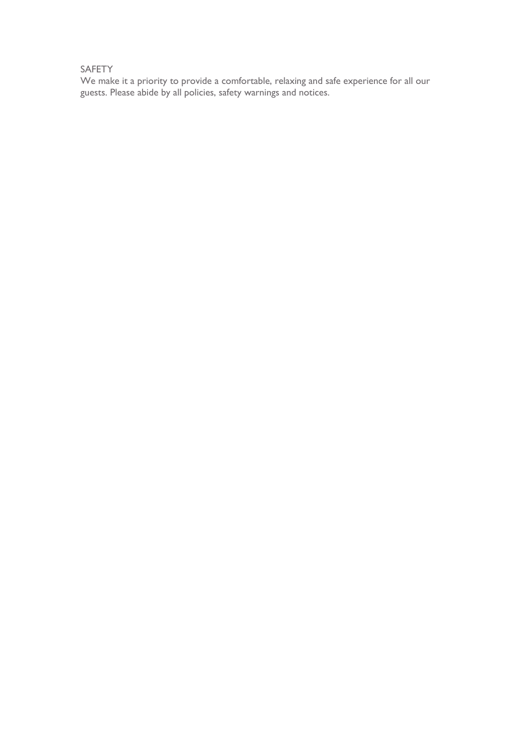## SAFETY

We make it a priority to provide a comfortable, relaxing and safe experience for all our guests. Please abide by all policies, safety warnings and notices.